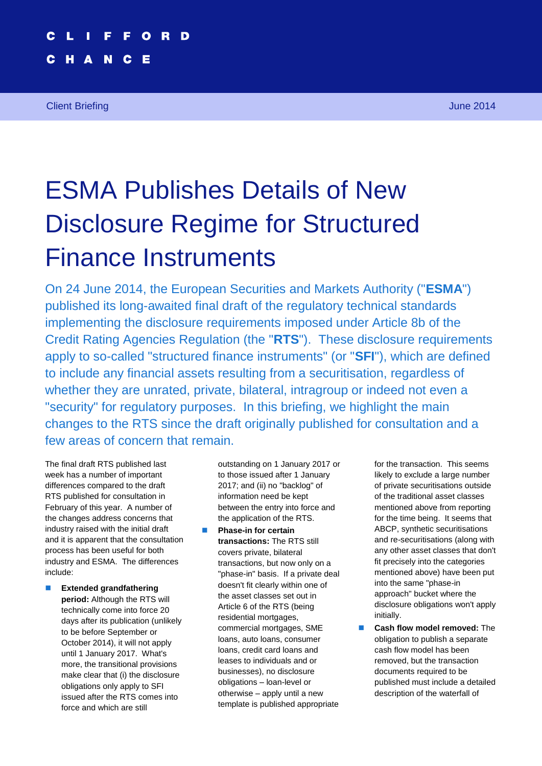CLIFFORD CHANCE

Client Briefing June 2014

# ESMA Publishes Details of New Disclosure Regime for Structured Finance Instruments

On 24 June 2014, the European Securities and Markets Authority ("**ESMA**") published its long-awaited final draft of the regulatory technical standards implementing the disclosure requirements imposed under Article 8b of the Credit Rating Agencies Regulation (the "**RTS**"). These disclosure requirements apply to so-called "structured finance instruments" (or "**SFI**"), which are defined to include any financial assets resulting from a securitisation, regardless of whether they are unrated, private, bilateral, intragroup or indeed not even a "security" for regulatory purposes. In this briefing, we highlight the main changes to the RTS since the draft originally published for consultation and a few areas of concern that remain.

The final draft RTS published last week has a number of important differences compared to the draft RTS published for consultation in February of this year. A number of the changes address concerns that industry raised with the initial draft and it is apparent that the consultation process has been useful for both industry and ESMA. The differences include:

- **Extended grandfathering period:** Although the RTS will technically come into force 20 days after its publication (unlikely to be before September or October 2014), it will not apply until 1 January 2017. What's more, the transitional provisions make clear that (i) the disclosure obligations only apply to SFI issued after the RTS comes into force and which are still outstanding on 1 January 2017 or to those issued after 1 January 2017; and (ii) no "backlog" of information need be kept between the entry into force and the application of the RTS.
- **Phase-in for certain transactions:** The RTS still covers private, bilateral transactions, but now only on a "phase-in" basis. If a private deal doesn't fit clearly within one of the asset classes set out in Article 6 of the RTS (being residential mortgages, commercial mortgages, SME loans, auto loans, consumer loans, credit card loans and leases to individuals and or businesses), no disclosure obligations – loan-level or otherwise – apply until a new template is published appropriate for the transaction. This seems likely to exclude a large number of private securitisations outside of the traditional asset classes mentioned above from reporting for the time being. It seems that ABCP, synthetic securitisations and re-securitisations (along with any other asset classes that don't fit precisely into the categories mentioned above) have been put into the same "phase-in approach" bucket where the disclosure obligations won't apply initially.
- **Cash flow model removed:** The obligation to publish a separate cash flow model has been removed, but the transaction documents required to be published must include a detailed description of the waterfall of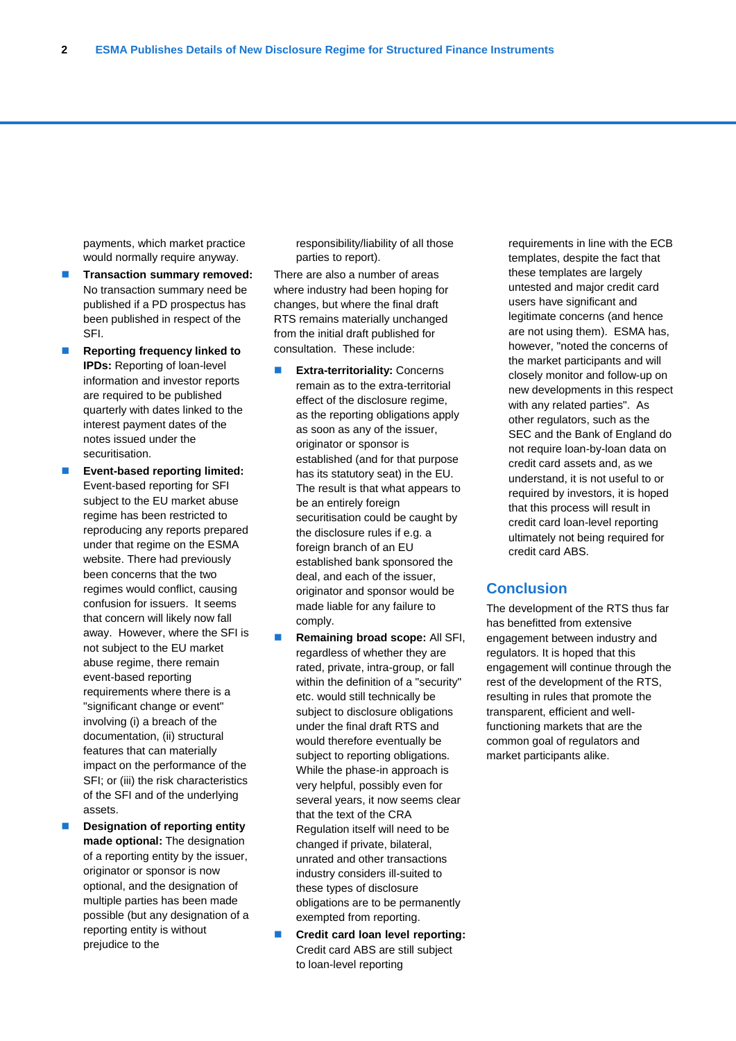payments, which market practice would normally require anyway.

- **Transaction summary removed:** No transaction summary need be published if a PD prospectus has been published in respect of the SFI.
- **Reporting frequency linked to IPDs:** Reporting of loan-level information and investor reports are required to be published quarterly with dates linked to the interest payment dates of the notes issued under the securitisation.
- **Event-based reporting limited:** Event-based reporting for SFI subject to the EU market abuse regime has been restricted to reproducing any reports prepared under that regime on the ESMA website. There had previously been concerns that the two regimes would conflict, causing confusion for issuers. It seems that concern will likely now fall away. However, where the SFI is not subject to the EU market abuse regime, there remain event-based reporting requirements where there is a "significant change or event" involving (i) a breach of the documentation, (ii) structural features that can materially impact on the performance of the SFI; or (iii) the risk characteristics of the SFI and of the underlying assets.
- **Designation of reporting entity made optional:** The designation of a reporting entity by the issuer, originator or sponsor is now optional, and the designation of multiple parties has been made possible (but any designation of a reporting entity is without prejudice to the responsibility/liability of all those parties to report).

There are also a number of areas where industry had been hoping for changes, but where the final draft RTS remains materially unchanged from the initial draft published for consultation. These include:

- **Extra-territoriality:** Concerns remain as to the extra-territorial effect of the disclosure regime, as the reporting obligations apply as soon as any of the issuer, originator or sponsor is established (and for that purpose has its statutory seat) in the EU. The result is that what appears to be an entirely foreign securitisation could be caught by the disclosure rules if e.g. a foreign branch of an EU established bank sponsored the deal, and each of the issuer, originator and sponsor would be made liable for any failure to comply.
- **Remaining broad scope:** All SFI, regardless of whether they are rated, private, intra-group, or fall within the definition of a "security" etc. would still technically be subject to disclosure obligations under the final draft RTS and would therefore eventually be subject to reporting obligations. While the phase-in approach is very helpful, possibly even for several years, it now seems clear that the text of the CRA Regulation itself will need to be changed if private, bilateral, unrated and other transactions industry considers ill-suited to these types of disclosure obligations are to be permanently exempted from reporting.
- **Credit card loan level reporting:** Credit card ABS are still subject to loan-level reporting requirements in line with the ECB templates, despite the fact that these templates are largely untested and major credit card users have significant and legitimate concerns (and hence are not using them). ESMA has, however, "noted the concerns of the market participants and will closely monitor and follow-up on new developments in this respect with any related parties". As other regulators, such as the SEC and the Bank of England do not require loan-by-loan data on credit card assets and, as we understand, it is not useful to or required by investors, it is hoped that this process will result in credit card loan-level reporting ultimately not being required for credit card ABS.

## Conclusion

The development of the RTS thus far has benefitted from extensive engagement between industry and regulators. It is hoped that this engagement will continue through the rest of the development of the RTS, resulting in rules that promote the transparent, efficient and well-functioning markets that are the common goal of regulators and market participants alike.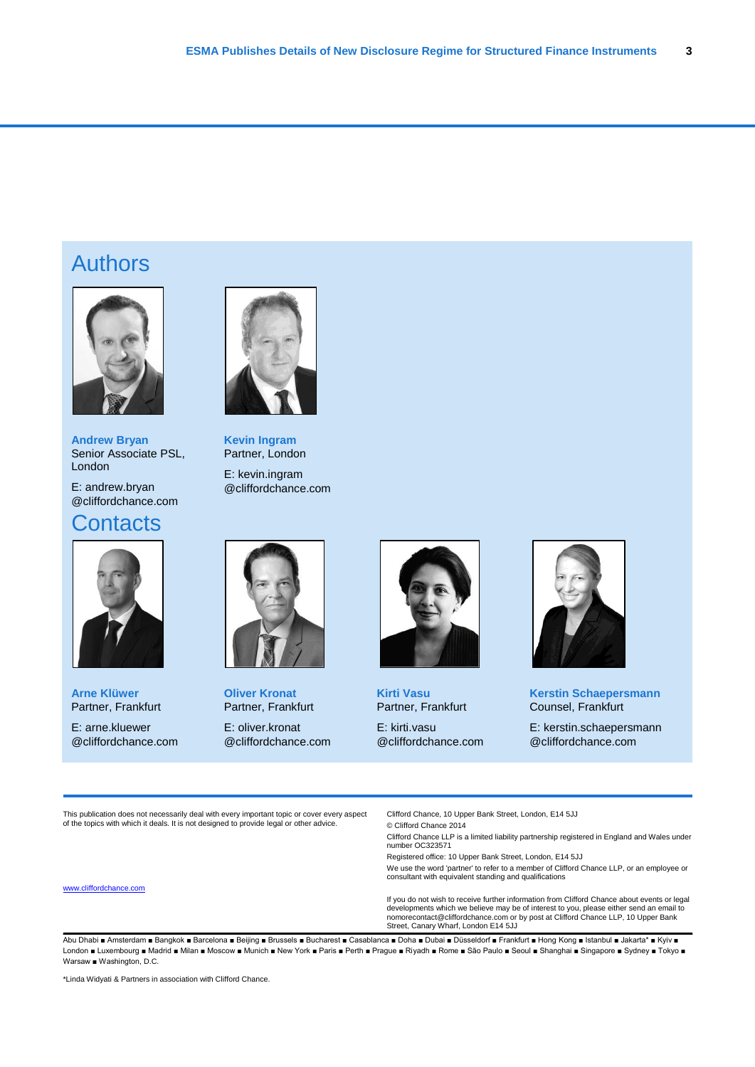## Authors

**Andrew Bryan**
Senior Associate PSL, London

E: andrew.bryan @cliffordchance.com

**Kevin Ingram**
Partner, London

E: kevin.ingram @cliffordchance.com

## Contacts

**Arne Klüwer**
Partner, Frankfurt

E: arne.kluewer @cliffordchance.com

**Oliver Kronat**
Partner, Frankfurt

E: oliver.kronat @cliffordchance.com

**Kirti Vasu**
Partner, Frankfurt

E: kirti.vasu @cliffordchance.com

**Kerstin Schaepersmann**
Counsel, Frankfurt

E: kerstin.schaepersmann @cliffordchance.com

---

This publication does not necessarily deal with every important topic or cover every aspect of the topics with which it deals. It is not designed to provide legal or other advice.

www.cliffordchance.com

Clifford Chance, 10 Upper Bank Street, London, E14 5JJ

© Clifford Chance 2014

Clifford Chance LLP is a limited liability partnership registered in England and Wales under number OC323571

Registered office: 10 Upper Bank Street, London, E14 5JJ

We use the word 'partner' to refer to a member of Clifford Chance LLP, or an employee or consultant with equivalent standing and qualifications

If you do not wish to receive further information from Clifford Chance about events or legal developments which we believe may be of interest to you, please either send an email to nomorecontact@cliffordchance.com or by post at Clifford Chance LLP, 10 Upper Bank Street, Canary Wharf, London E14 5JJ

Abu Dhabi ■ Amsterdam ■ Bangkok ■ Barcelona ■ Beijing ■ Brussels ■ Bucharest ■ Casablanca ■ Doha ■ Dubai ■ Düsseldorf ■ Frankfurt ■ Hong Kong ■ Istanbul ■ Jakarta* ■ Kyiv ■ London ■ Luxembourg ■ Madrid ■ Milan ■ Moscow ■ Munich ■ New York ■ Paris ■ Perth ■ Prague ■ Riyadh ■ Rome ■ São Paulo ■ Seoul ■ Shanghai ■ Singapore ■ Sydney ■ Tokyo ■ Warsaw ■ Washington, D.C.

*Linda Widyati & Partners in association with Clifford Chance.